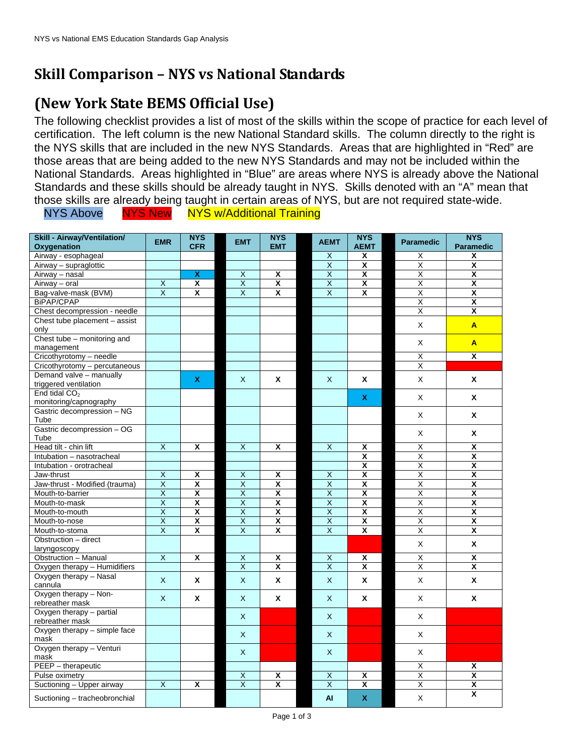# Skill Comparison – NYS vs National Standards

# (New York State BEMS Official Use)

The following checklist provides a list of most of the skills within the scope of practice for each level of certification. The left column is the new National Standard skills. The column directly to the right is the NYS skills that are included in the new NYS Standards. Areas that are highlighted in "Red" are those areas that are being added to the new NYS Standards and may not be included within the National Standards. Areas highlighted in "Blue" are areas where NYS is already above the National Standards and these skills should be already taught in NYS. Skills denoted with an "A" mean that those skills are already being taught in certain areas of NYS, but are not required state-wide.

NYS Above NYS New NYS w/Additional Training

| Skill - Airway/Ventilation/ Oxygenation | EMR | NYS CFR | EMT | NYS EMT | AEMT | NYS AEMT | Paramedic | NYS Paramedic |
|---|---|---|---|---|---|---|---|---|
| Airway - esophageal | | | | | X | X | X | X |
| Airway – supraglottic | | | | | X | X | X | X |
| Airway – nasal | | X | X | X | X | X | X | X |
| Airway – oral | X | X | X | X | X | X | X | X |
| Bag-valve-mask (BVM) | X | X | X | X | X | X | X | X |
| BiPAP/CPAP | | | | | | | X | X |
| Chest decompression - needle | | | | | | | X | X |
| Chest tube placement – assist only | | | | | | | X | A |
| Chest tube – monitoring and management | | | | | | | X | A |
| Cricothyrotomy – needle | | | | | | | X | X |
| Cricothyrotomy – percutaneous | | | | | | | X | |
| Demand valve – manually triggered ventilation | | X | X | X | X | X | X | X |
| End tidal $CO_2$ monitoring/capnography | | | | | | X | X | X |
| Gastric decompression – NG Tube | | | | | | | X | X |
| Gastric decompression – OG Tube | | | | | | | X | X |
| Head tilt - chin lift | X | X | X | X | X | X | X | X |
| Intubation – nasotracheal | | | | | | X | X | X |
| Intubation - orotracheal | | | | | | X | X | X |
| Jaw-thrust | X | X | X | X | X | X | X | X |
| Jaw-thrust - Modified (trauma) | X | X | X | X | X | X | X | X |
| Mouth-to-barrier | X | X | X | X | X | X | X | X |
| Mouth-to-mask | X | X | X | X | X | X | X | X |
| Mouth-to-mouth | X | X | X | X | X | X | X | X |
| Mouth-to-nose | X | X | X | X | X | X | X | X |
| Mouth-to-stoma | X | X | X | X | X | X | X | X |
| Obstruction – direct laryngoscopy | | | | | | | X | X |
| Obstruction – Manual | X | X | X | X | X | X | X | X |
| Oxygen therapy – Humidifiers | | | X | X | X | X | X | X |
| Oxygen therapy – Nasal cannula | X | X | X | X | X | X | X | X |
| Oxygen therapy – Non-rebreather mask | X | X | X | X | X | X | X | X |
| Oxygen therapy – partial rebreather mask | | | X | | X | | X | |
| Oxygen therapy – simple face mask | | | X | | X | | X | |
| Oxygen therapy – Venturi mask | | | X | | X | | X | |
| PEEP – therapeutic | | | | | | | X | X |
| Pulse oximetry | | | X | X | X | X | X | X |
| Suctioning – Upper airway | X | X | X | X | X | X | X | X |
| Suctioning – tracheobronchial | | | | | AI | X | X | X |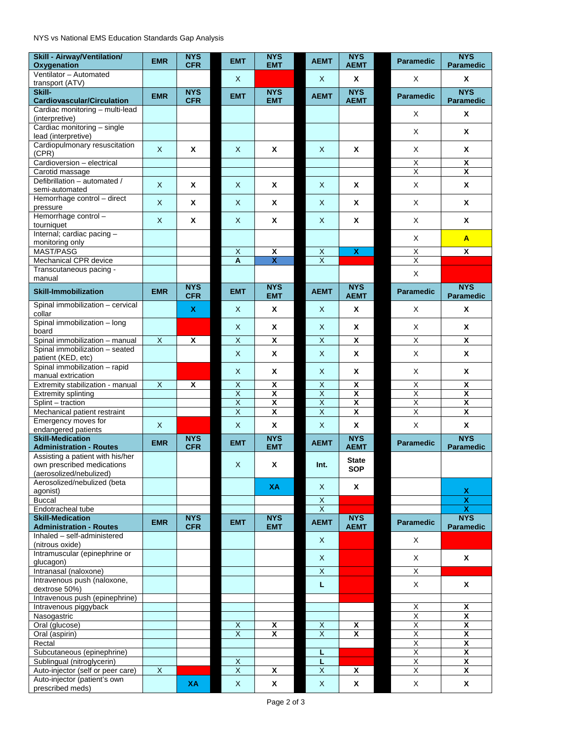NYS vs National EMS Education Standards Gap Analysis

| Skill - Airway/Ventilation/ Oxygenation | EMR | NYS CFR | EMT | NYS EMT | AEMT | NYS AEMT | Paramedic | NYS Paramedic |
|---|---|---|---|---|---|---|---|---|
| Ventilator – Automated transport (ATV) | | | X | | X | **X** | X | **X** |
| **Skill-Cardiovascular/Circulation** | **EMR** | **NYS CFR** | **EMT** | **NYS EMT** | **AEMT** | **NYS AEMT** | **Paramedic** | **NYS Paramedic** |
| Cardiac monitoring – multi-lead (interpretive) | | | | | | | X | **X** |
| Cardiac monitoring – single lead (interpretive) | | | | | | | X | **X** |
| Cardiopulmonary resuscitation (CPR) | X | **X** | X | **X** | X | **X** | X | **X** |
| Cardioversion – electrical | | | | | | | X | **X** |
| Carotid massage | | | | | | | X | **X** |
| Defibrillation – automated / semi-automated | X | **X** | X | **X** | X | **X** | X | **X** |
| Hemorrhage control – direct pressure | X | **X** | X | **X** | X | **X** | X | **X** |
| Hemorrhage control – tourniquet | X | **X** | X | **X** | X | **X** | X | **X** |
| Internal; cardiac pacing – monitoring only | | | | | | | X | **A** |
| MAST/PASG | | | X | **X** | X | **X** | X | **X** |
| Mechanical CPR device | | | **A** | **X** | X | | X | |
| Transcutaneous pacing - manual | | | | | | | X | |
| **Skill-Immobilization** | **EMR** | **NYS CFR** | **EMT** | **NYS EMT** | **AEMT** | **NYS AEMT** | **Paramedic** | **NYS Paramedic** |
| Spinal immobilization – cervical collar | | **X** | X | **X** | X | **X** | X | **X** |
| Spinal immobilization – long board | | | X | **X** | X | **X** | X | **X** |
| Spinal immobilization – manual | X | **X** | X | **X** | X | **X** | X | **X** |
| Spinal immobilization – seated patient (KED, etc) | | | X | **X** | X | **X** | X | **X** |
| Spinal immobilization – rapid manual extrication | | | X | **X** | X | **X** | X | **X** |
| Extremity stabilization - manual | X | **X** | X | **X** | X | **X** | X | **X** |
| Extremity splinting | | | X | **X** | X | **X** | X | **X** |
| Splint – traction | | | X | **X** | X | **X** | X | **X** |
| Mechanical patient restraint | | | X | **X** | X | **X** | X | **X** |
| Emergency moves for endangered patients | X | | X | **X** | X | **X** | X | **X** |
| **Skill-Medication Administration - Routes** | **EMR** | **NYS CFR** | **EMT** | **NYS EMT** | **AEMT** | **NYS AEMT** | **Paramedic** | **NYS Paramedic** |
| Assisting a patient with his/her own prescribed medications (aerosolized/nebulized) | | | X | **X** | **Int.** | **State SOP** | | |
| Aerosolized/nebulized (beta agonist) | | | | **XA** | X | **X** | | **X** |
| Buccal | | | | | X | | | **X** |
| Endotracheal tube | | | | | X | | | **X** |
| **Skill-Medication Administration - Routes** | **EMR** | **NYS CFR** | **EMT** | **NYS EMT** | **AEMT** | **NYS AEMT** | **Paramedic** | **NYS Paramedic** |
| Inhaled – self-administered (nitrous oxide) | | | | | X | | X | |
| Intramuscular (epinephrine or glucagon) | | | | | X | | X | **X** |
| Intranasal (naloxone) | | | | | X | | X | |
| Intravenous push (naloxone, dextrose 50%) | | | | | **L** | | X | **X** |
| Intravenous push (epinephrine) | | | | | | | | |
| Intravenous piggyback | | | | | | | X | **X** |
| Nasogastric | | | | | | | X | **X** |
| Oral (glucose) | | | X | **X** | X | **X** | X | **X** |
| Oral (aspirin) | | | X | **X** | X | **X** | X | **X** |
| Rectal | | | | | | | X | **X** |
| Subcutaneous (epinephrine) | | | | | **L** | | X | **X** |
| Sublingual (nitroglycerin) | | | X | | **L** | | X | **X** |
| Auto-injector (self or peer care) | X | | X | **X** | X | **X** | X | **X** |
| Auto-injector (patient's own prescribed meds) | | **XA** | X | **X** | X | **X** | X | **X** |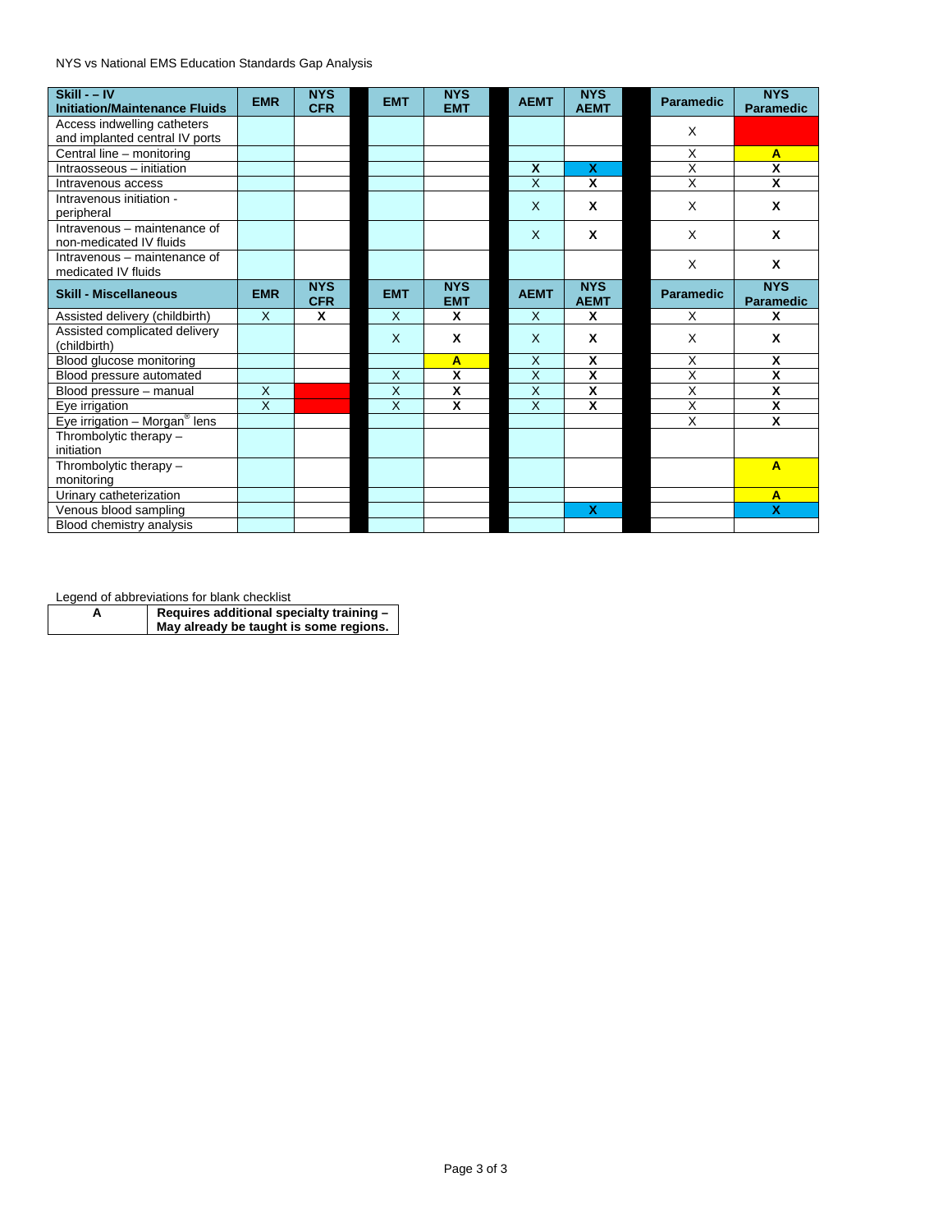NYS vs National EMS Education Standards Gap Analysis

| Skill - – IV Initiation/Maintenance Fluids | EMR | NYS CFR | EMT | NYS EMT | AEMT | NYS AEMT | Paramedic | NYS Paramedic |
|---|---|---|---|---|---|---|---|---|
| Access indwelling catheters and implanted central IV ports | | | | | | | X | |
| Central line – monitoring | | | | | | | X | A |
| Intraosseous – initiation | | | | | X | X | X | X |
| Intravenous access | | | | | X | X | X | X |
| Intravenous initiation - peripheral | | | | | X | X | X | X |
| Intravenous – maintenance of non-medicated IV fluids | | | | | X | X | X | X |
| Intravenous – maintenance of medicated IV fluids | | | | | | | X | X |
| **Skill - Miscellaneous** | **EMR** | **NYS CFR** | **EMT** | **NYS EMT** | **AEMT** | **NYS AEMT** | **Paramedic** | **NYS Paramedic** |
| Assisted delivery (childbirth) | X | X | X | X | X | X | X | X |
| Assisted complicated delivery (childbirth) | | | X | X | X | X | X | X |
| Blood glucose monitoring | | | | A | X | X | X | X |
| Blood pressure automated | | | X | X | X | X | X | X |
| Blood pressure – manual | X | | X | X | X | X | X | X |
| Eye irrigation | X | | X | X | X | X | X | X |
| Eye irrigation – Morgan® lens | | | | | | | X | X |
| Thrombolytic therapy – initiation | | | | | | | | |
| Thrombolytic therapy – monitoring | | | | | | | | A |
| Urinary catheterization | | | | | | | | A |
| Venous blood sampling | | | | | | X | | X |
| Blood chemistry analysis | | | | | | | | |

Legend of abbreviations for blank checklist

| | |
|---|---|
| A | **Requires additional specialty training – May already be taught is some regions.** |